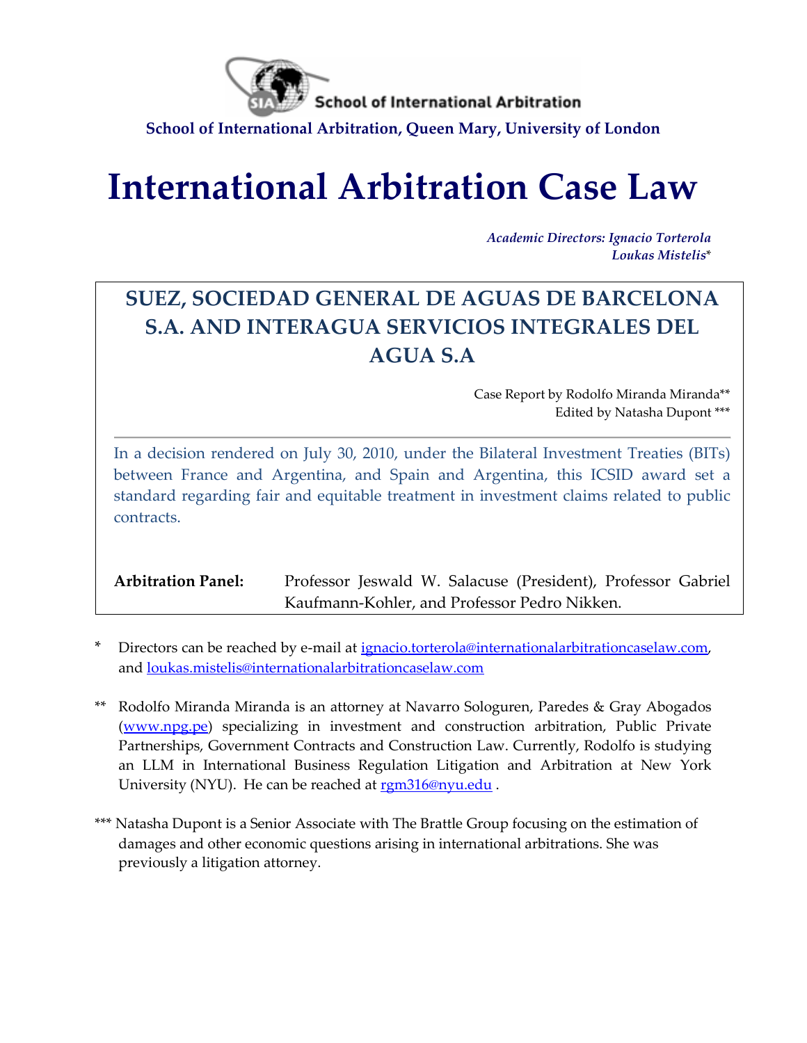School of International Arbitration

**School of International Arbitration, Queen Mary, University of London**

# International Arbitration Case Law

*Academic Directors: Ignacio Torterola*
*Loukas Mistelis**

## SUEZ, SOCIEDAD GENERAL DE AGUAS DE BARCELONA S.A. AND INTERAGUA SERVICIOS INTEGRALES DEL AGUA S.A

Case Report by Rodolfo Miranda Miranda**
Edited by Natasha Dupont ***

In a decision rendered on July 30, 2010, under the Bilateral Investment Treaties (BITs) between France and Argentina, and Spain and Argentina, this ICSID award set a standard regarding fair and equitable treatment in investment claims related to public contracts.

**Arbitration Panel:** Professor Jeswald W. Salacuse (President), Professor Gabriel Kaufmann-Kohler, and Professor Pedro Nikken.

\* Directors can be reached by e-mail at ignacio.torterola@internationalarbitrationcaselaw.com, and loukas.mistelis@internationalarbitrationcaselaw.com

** Rodolfo Miranda Miranda is an attorney at Navarro Sologuren, Paredes & Gray Abogados (www.npg.pe) specializing in investment and construction arbitration, Public Private Partnerships, Government Contracts and Construction Law. Currently, Rodolfo is studying an LLM in International Business Regulation Litigation and Arbitration at New York University (NYU). He can be reached at rgm316@nyu.edu .

*** Natasha Dupont is a Senior Associate with The Brattle Group focusing on the estimation of damages and other economic questions arising in international arbitrations. She was previously a litigation attorney.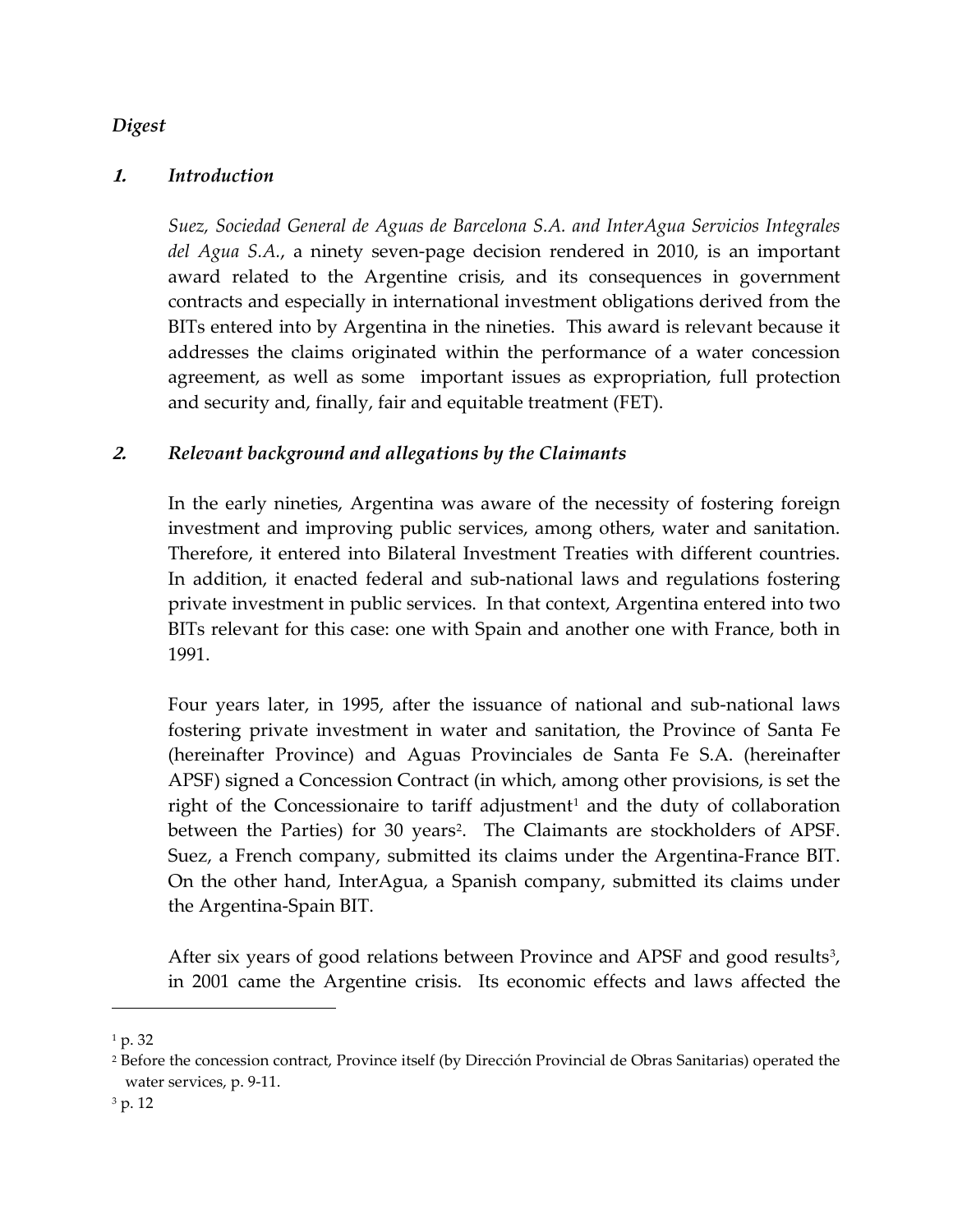*Digest*

## *1. Introduction*

*Suez, Sociedad General de Aguas de Barcelona S.A. and InterAgua Servicios Integrales del Agua S.A.*, a ninety seven-page decision rendered in 2010, is an important award related to the Argentine crisis, and its consequences in government contracts and especially in international investment obligations derived from the BITs entered into by Argentina in the nineties. This award is relevant because it addresses the claims originated within the performance of a water concession agreement, as well as some important issues as expropriation, full protection and security and, finally, fair and equitable treatment (FET).

## *2. Relevant background and allegations by the Claimants*

In the early nineties, Argentina was aware of the necessity of fostering foreign investment and improving public services, among others, water and sanitation. Therefore, it entered into Bilateral Investment Treaties with different countries. In addition, it enacted federal and sub-national laws and regulations fostering private investment in public services. In that context, Argentina entered into two BITs relevant for this case: one with Spain and another one with France, both in 1991.

Four years later, in 1995, after the issuance of national and sub-national laws fostering private investment in water and sanitation, the Province of Santa Fe (hereinafter Province) and Aguas Provinciales de Santa Fe S.A. (hereinafter APSF) signed a Concession Contract (in which, among other provisions, is set the right of the Concessionaire to tariff adjustment[1] and the duty of collaboration between the Parties) for 30 years[2]. The Claimants are stockholders of APSF. Suez, a French company, submitted its claims under the Argentina-France BIT. On the other hand, InterAgua, a Spanish company, submitted its claims under the Argentina-Spain BIT.

After six years of good relations between Province and APSF and good results[3], in 2001 came the Argentine crisis. Its economic effects and laws affected the

---

[1] p. 32

[2] Before the concession contract, Province itself (by Dirección Provincial de Obras Sanitarias) operated the water services, p. 9-11.

[3] p. 12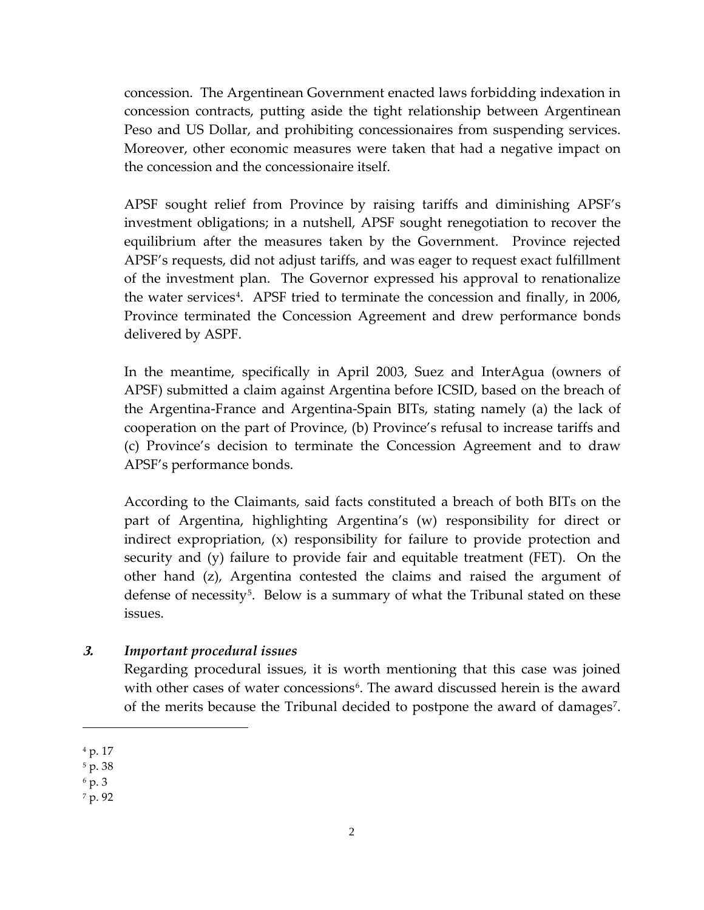concession. The Argentinean Government enacted laws forbidding indexation in concession contracts, putting aside the tight relationship between Argentinean Peso and US Dollar, and prohibiting concessionaires from suspending services. Moreover, other economic measures were taken that had a negative impact on the concession and the concessionaire itself.

APSF sought relief from Province by raising tariffs and diminishing APSF's investment obligations; in a nutshell, APSF sought renegotiation to recover the equilibrium after the measures taken by the Government. Province rejected APSF's requests, did not adjust tariffs, and was eager to request exact fulfillment of the investment plan. The Governor expressed his approval to renationalize the water services[4]. APSF tried to terminate the concession and finally, in 2006, Province terminated the Concession Agreement and drew performance bonds delivered by ASPF.

In the meantime, specifically in April 2003, Suez and InterAgua (owners of APSF) submitted a claim against Argentina before ICSID, based on the breach of the Argentina-France and Argentina-Spain BITs, stating namely (a) the lack of cooperation on the part of Province, (b) Province's refusal to increase tariffs and (c) Province's decision to terminate the Concession Agreement and to draw APSF's performance bonds.

According to the Claimants, said facts constituted a breach of both BITs on the part of Argentina, highlighting Argentina's (w) responsibility for direct or indirect expropriation, (x) responsibility for failure to provide protection and security and (y) failure to provide fair and equitable treatment (FET). On the other hand (z), Argentina contested the claims and raised the argument of defense of necessity[5]. Below is a summary of what the Tribunal stated on these issues.

### *3. Important procedural issues*

Regarding procedural issues, it is worth mentioning that this case was joined with other cases of water concessions[6]. The award discussed herein is the award of the merits because the Tribunal decided to postpone the award of damages[7].

[4] p. 17

[5] p. 38

[6] p. 3

[7] p. 92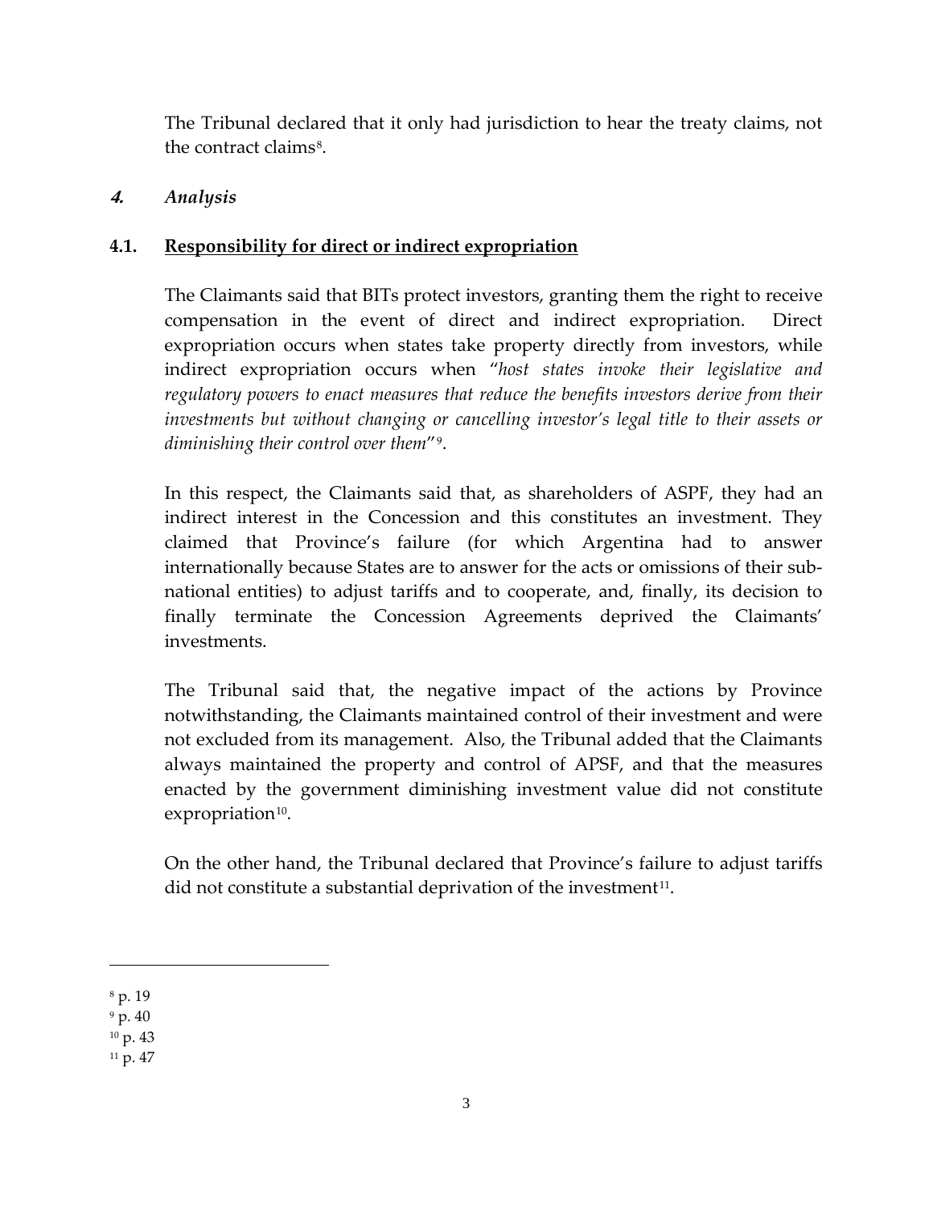The Tribunal declared that it only had jurisdiction to hear the treaty claims, not the contract claims[8].

## *4. Analysis*

### 4.1. Responsibility for direct or indirect expropriation

The Claimants said that BITs protect investors, granting them the right to receive compensation in the event of direct and indirect expropriation. Direct expropriation occurs when states take property directly from investors, while indirect expropriation occurs when "*host states invoke their legislative and regulatory powers to enact measures that reduce the benefits investors derive from their investments but without changing or cancelling investor's legal title to their assets or diminishing their control over them*"[9].

In this respect, the Claimants said that, as shareholders of ASPF, they had an indirect interest in the Concession and this constitutes an investment. They claimed that Province's failure (for which Argentina had to answer internationally because States are to answer for the acts or omissions of their sub-national entities) to adjust tariffs and to cooperate, and, finally, its decision to finally terminate the Concession Agreements deprived the Claimants' investments.

The Tribunal said that, the negative impact of the actions by Province notwithstanding, the Claimants maintained control of their investment and were not excluded from its management. Also, the Tribunal added that the Claimants always maintained the property and control of APSF, and that the measures enacted by the government diminishing investment value did not constitute expropriation[10].

On the other hand, the Tribunal declared that Province's failure to adjust tariffs did not constitute a substantial deprivation of the investment[11].

---

[8] p. 19

[9] p. 40

[10] p. 43

[11] p. 47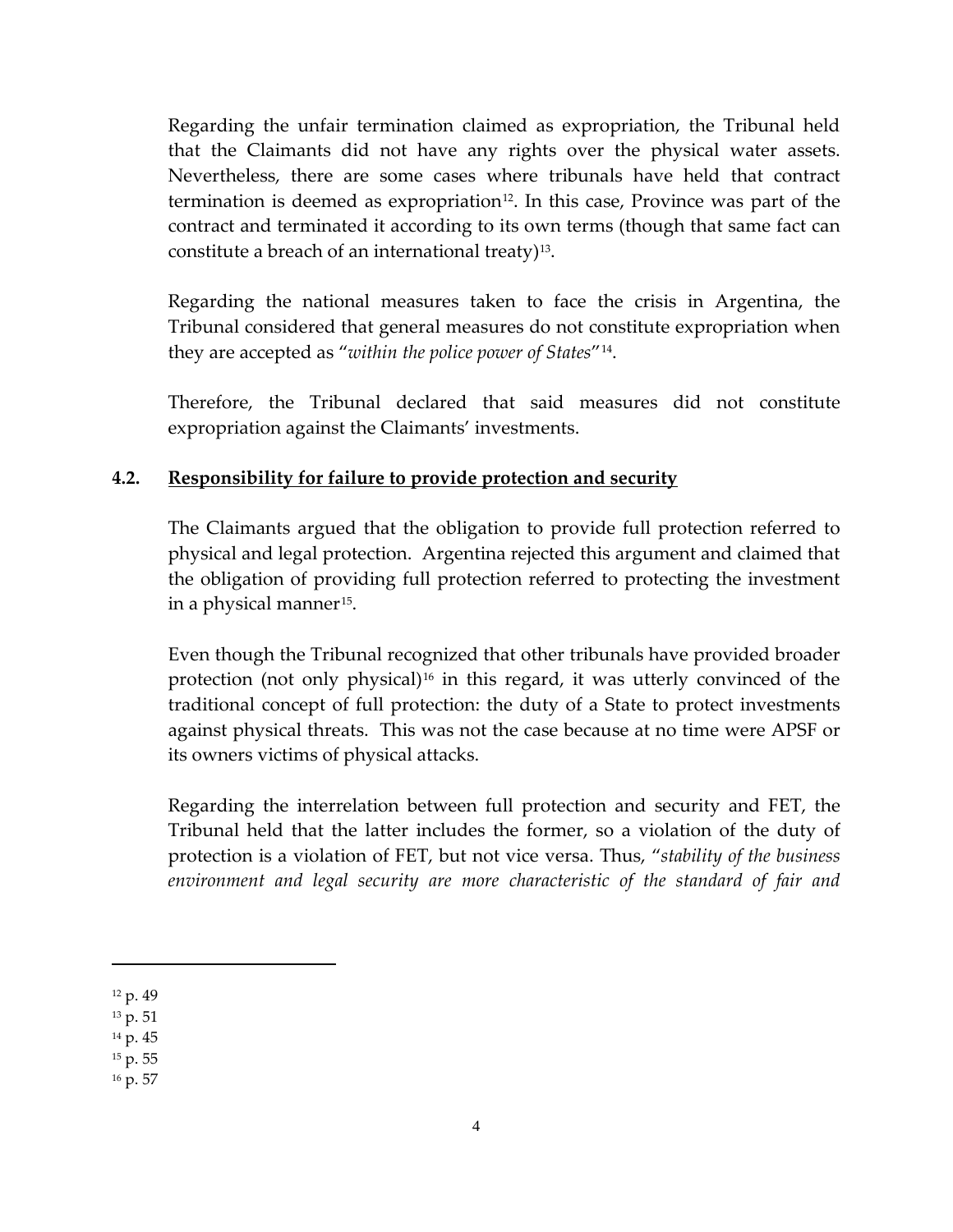Regarding the unfair termination claimed as expropriation, the Tribunal held that the Claimants did not have any rights over the physical water assets. Nevertheless, there are some cases where tribunals have held that contract termination is deemed as expropriation[12]. In this case, Province was part of the contract and terminated it according to its own terms (though that same fact can constitute a breach of an international treaty)[13].

Regarding the national measures taken to face the crisis in Argentina, the Tribunal considered that general measures do not constitute expropriation when they are accepted as "*within the police power of States*"[14].

Therefore, the Tribunal declared that said measures did not constitute expropriation against the Claimants' investments.

### 4.2. Responsibility for failure to provide protection and security

The Claimants argued that the obligation to provide full protection referred to physical and legal protection. Argentina rejected this argument and claimed that the obligation of providing full protection referred to protecting the investment in a physical manner[15].

Even though the Tribunal recognized that other tribunals have provided broader protection (not only physical)[16] in this regard, it was utterly convinced of the traditional concept of full protection: the duty of a State to protect investments against physical threats. This was not the case because at no time were APSF or its owners victims of physical attacks.

Regarding the interrelation between full protection and security and FET, the Tribunal held that the latter includes the former, so a violation of the duty of protection is a violation of FET, but not vice versa. Thus, "*stability of the business environment and legal security are more characteristic of the standard of fair and*

---

[12] p. 49

[13] p. 51

[14] p. 45

[15] p. 55

[16] p. 57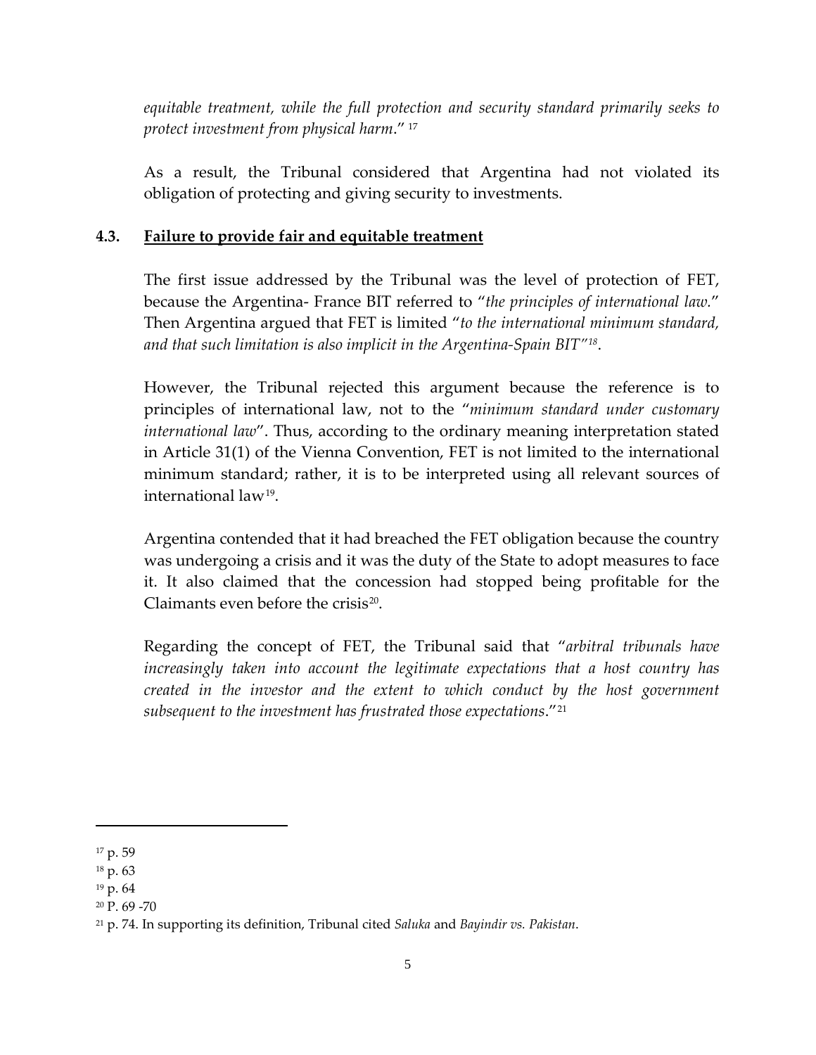*equitable treatment, while the full protection and security standard primarily seeks to protect investment from physical harm*." [17]

As a result, the Tribunal considered that Argentina had not violated its obligation of protecting and giving security to investments.

### 4.3. Failure to provide fair and equitable treatment

The first issue addressed by the Tribunal was the level of protection of FET, because the Argentina- France BIT referred to "*the principles of international law.*" Then Argentina argued that FET is limited "*to the international minimum standard, and that such limitation is also implicit in the Argentina-Spain BIT*"[18].

However, the Tribunal rejected this argument because the reference is to principles of international law, not to the "*minimum standard under customary international law*". Thus, according to the ordinary meaning interpretation stated in Article 31(1) of the Vienna Convention, FET is not limited to the international minimum standard; rather, it is to be interpreted using all relevant sources of international law[19].

Argentina contended that it had breached the FET obligation because the country was undergoing a crisis and it was the duty of the State to adopt measures to face it. It also claimed that the concession had stopped being profitable for the Claimants even before the crisis[20].

Regarding the concept of FET, the Tribunal said that "*arbitral tribunals have increasingly taken into account the legitimate expectations that a host country has created in the investor and the extent to which conduct by the host government subsequent to the investment has frustrated those expectations*."[21]

---

[17] p. 59

[18] p. 63

[19] p. 64

[20] P. 69 -70

[21] p. 74. In supporting its definition, Tribunal cited *Saluka* and *Bayindir vs. Pakistan*.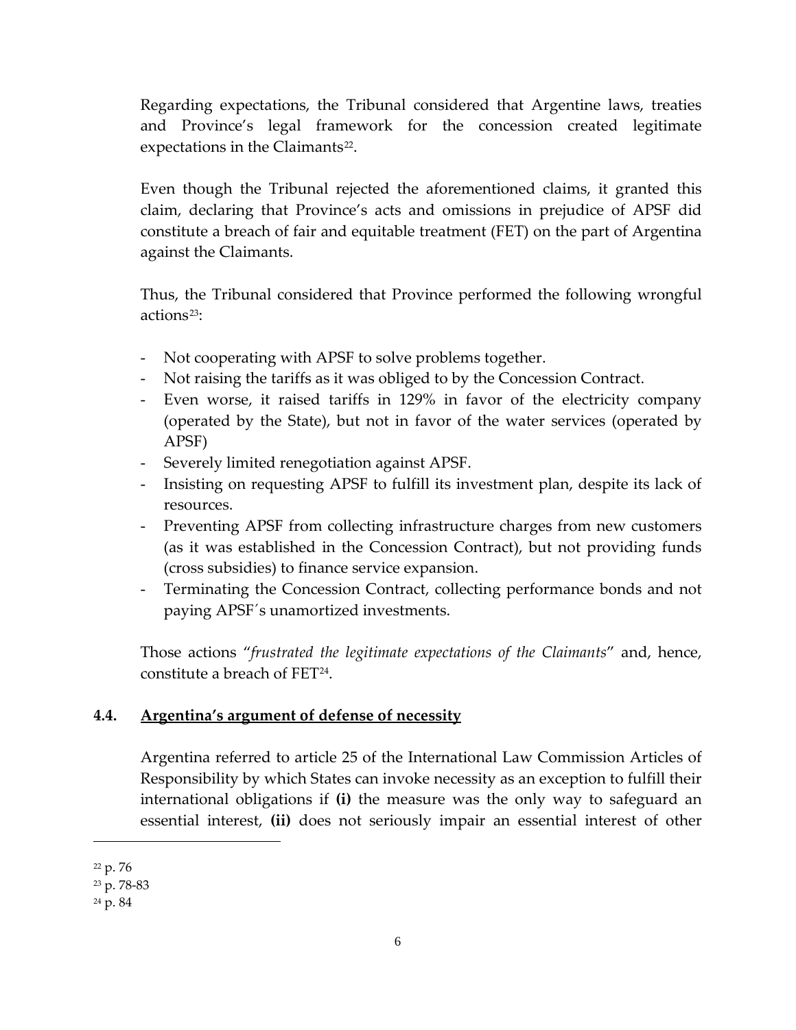Regarding expectations, the Tribunal considered that Argentine laws, treaties and Province's legal framework for the concession created legitimate expectations in the Claimants[22].

Even though the Tribunal rejected the aforementioned claims, it granted this claim, declaring that Province's acts and omissions in prejudice of APSF did constitute a breach of fair and equitable treatment (FET) on the part of Argentina against the Claimants.

Thus, the Tribunal considered that Province performed the following wrongful actions[23]:

- Not cooperating with APSF to solve problems together.
- Not raising the tariffs as it was obliged to by the Concession Contract.
- Even worse, it raised tariffs in 129% in favor of the electricity company (operated by the State), but not in favor of the water services (operated by APSF)
- Severely limited renegotiation against APSF.
- Insisting on requesting APSF to fulfill its investment plan, despite its lack of resources.
- Preventing APSF from collecting infrastructure charges from new customers (as it was established in the Concession Contract), but not providing funds (cross subsidies) to finance service expansion.
- Terminating the Concession Contract, collecting performance bonds and not paying APSF´s unamortized investments.

Those actions "*frustrated the legitimate expectations of the Claimants*" and, hence, constitute a breach of FET[24].

## 4.4. <u>Argentina's argument of defense of necessity</u>

Argentina referred to article 25 of the International Law Commission Articles of Responsibility by which States can invoke necessity as an exception to fulfill their international obligations if **(i)** the measure was the only way to safeguard an essential interest, **(ii)** does not seriously impair an essential interest of other

---

[22] p. 76

[23] p. 78-83

[24] p. 84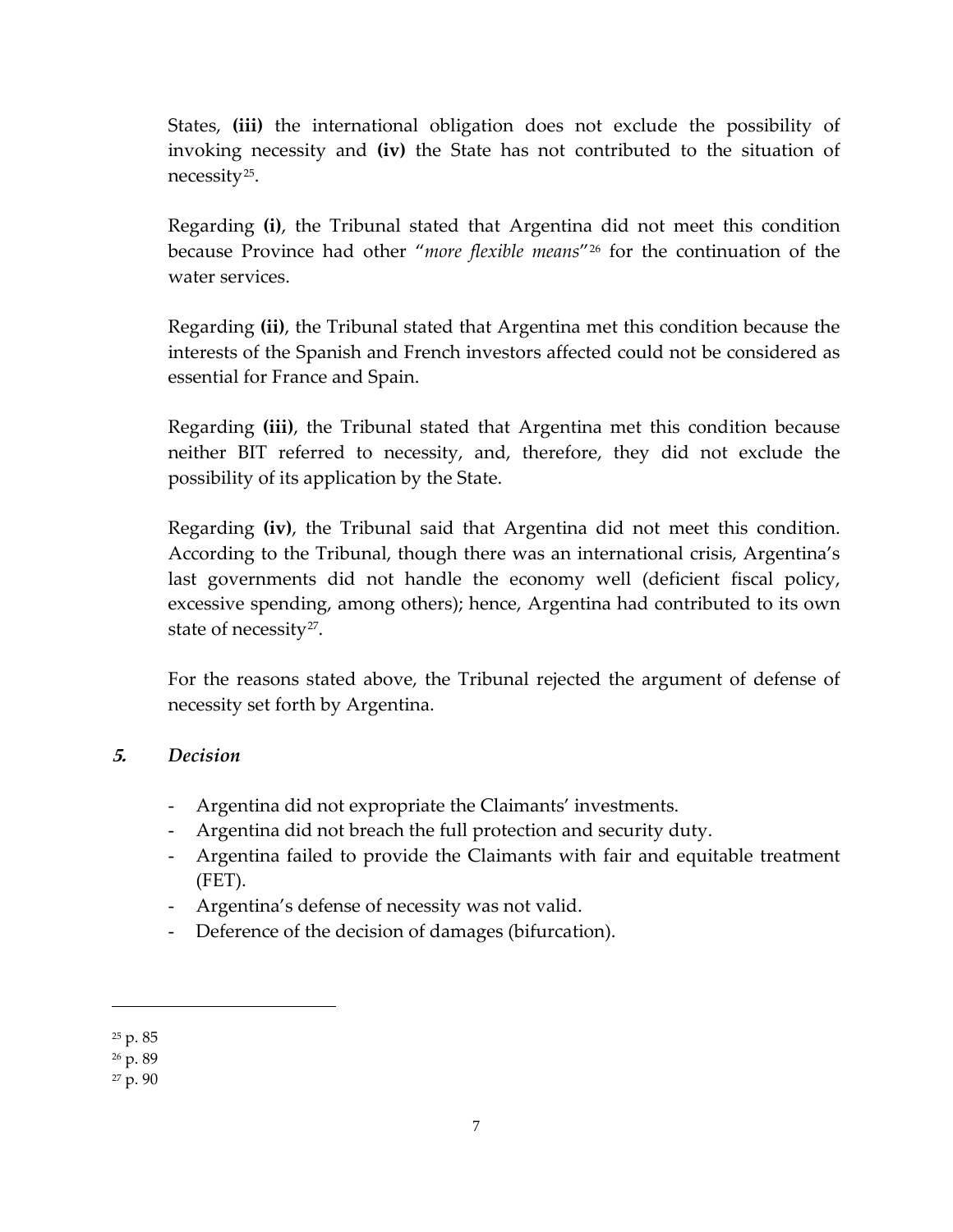States, **(iii)** the international obligation does not exclude the possibility of invoking necessity and **(iv)** the State has not contributed to the situation of necessity[25].

Regarding **(i)**, the Tribunal stated that Argentina did not meet this condition because Province had other "*more flexible means*"[26] for the continuation of the water services.

Regarding **(ii)**, the Tribunal stated that Argentina met this condition because the interests of the Spanish and French investors affected could not be considered as essential for France and Spain.

Regarding **(iii)**, the Tribunal stated that Argentina met this condition because neither BIT referred to necessity, and, therefore, they did not exclude the possibility of its application by the State.

Regarding **(iv)**, the Tribunal said that Argentina did not meet this condition. According to the Tribunal, though there was an international crisis, Argentina's last governments did not handle the economy well (deficient fiscal policy, excessive spending, among others); hence, Argentina had contributed to its own state of necessity[27].

For the reasons stated above, the Tribunal rejected the argument of defense of necessity set forth by Argentina.

### ***5. Decision***

- Argentina did not expropriate the Claimants' investments.
- Argentina did not breach the full protection and security duty.
- Argentina failed to provide the Claimants with fair and equitable treatment (FET).
- Argentina's defense of necessity was not valid.
- Deference of the decision of damages (bifurcation).

---

[25] p. 85

[26] p. 89

[27] p. 90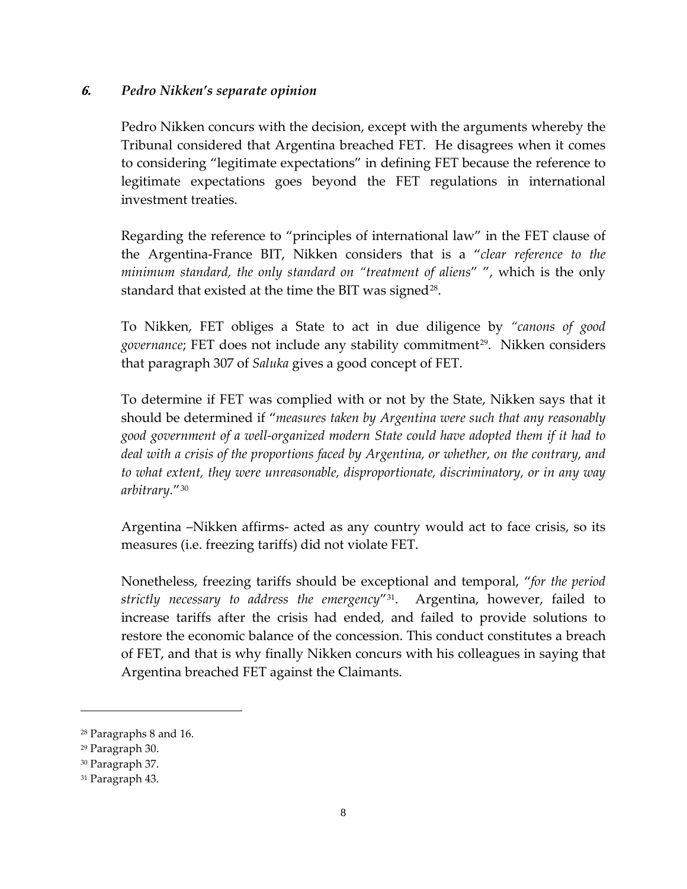### *6. Pedro Nikken's separate opinion*

Pedro Nikken concurs with the decision, except with the arguments whereby the Tribunal considered that Argentina breached FET. He disagrees when it comes to considering "legitimate expectations" in defining FET because the reference to legitimate expectations goes beyond the FET regulations in international investment treaties.

Regarding the reference to "principles of international law" in the FET clause of the Argentina-France BIT, Nikken considers that is a "*clear reference to the minimum standard, the only standard on "treatment of aliens*" ", which is the only standard that existed at the time the BIT was signed[28].

To Nikken, FET obliges a State to act in due diligence by *"canons of good governance*; FET does not include any stability commitment[29]. Nikken considers that paragraph 307 of *Saluka* gives a good concept of FET.

To determine if FET was complied with or not by the State, Nikken says that it should be determined if "*measures taken by Argentina were such that any reasonably good government of a well-organized modern State could have adopted them if it had to deal with a crisis of the proportions faced by Argentina, or whether, on the contrary, and to what extent, they were unreasonable, disproportionate, discriminatory, or in any way arbitrary*."[30]

Argentina –Nikken affirms- acted as any country would act to face crisis, so its measures (i.e. freezing tariffs) did not violate FET.

Nonetheless, freezing tariffs should be exceptional and temporal, "*for the period strictly necessary to address the emergency*"[31]. Argentina, however, failed to increase tariffs after the crisis had ended, and failed to provide solutions to restore the economic balance of the concession. This conduct constitutes a breach of FET, and that is why finally Nikken concurs with his colleagues in saying that Argentina breached FET against the Claimants.

---

[28] Paragraphs 8 and 16.

[29] Paragraph 30.

[30] Paragraph 37.

[31] Paragraph 43.